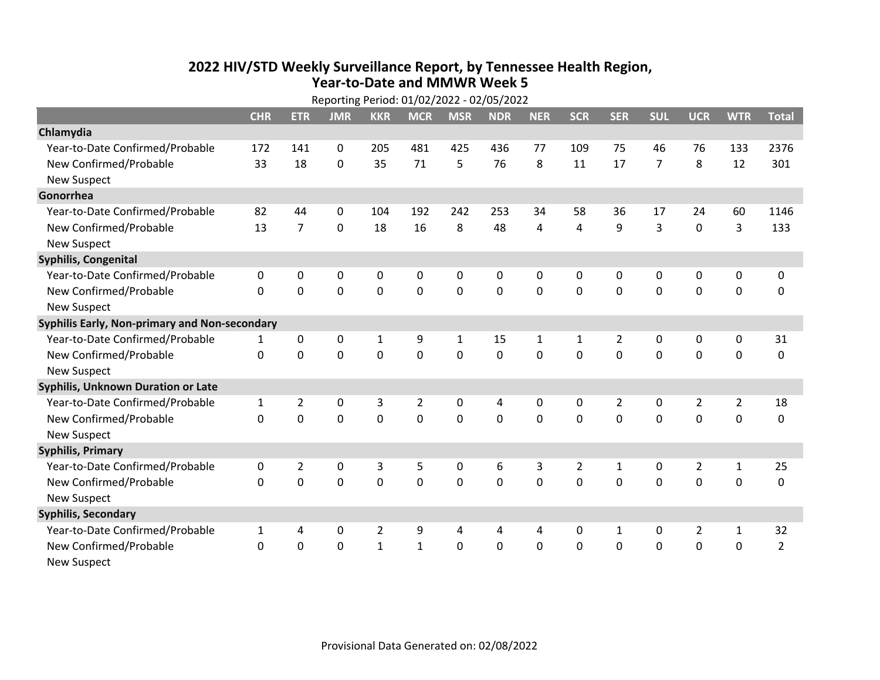# 2022 HIV/STD Weekly Surveillance Report, by Tennessee Health Region, Year-to-Date and MMWR Week 5

Reporting Period: 01/02/2022 - 02/05/2022

| | CHR | ETR | JMR | KKR | MCR | MSR | NDR | NER | SCR | SER | SUL | UCR | WTR | Total |
|---|---|---|---|---|---|---|---|---|---|---|---|---|---|---|
| **Chlamydia** | | | | | | | | | | | | | | |
| Year-to-Date Confirmed/Probable | 172 | 141 | 0 | 205 | 481 | 425 | 436 | 77 | 109 | 75 | 46 | 76 | 133 | 2376 |
| New Confirmed/Probable | 33 | 18 | 0 | 35 | 71 | 5 | 76 | 8 | 11 | 17 | 7 | 8 | 12 | 301 |
| New Suspect | | | | | | | | | | | | | | |
| **Gonorrhea** | | | | | | | | | | | | | | |
| Year-to-Date Confirmed/Probable | 82 | 44 | 0 | 104 | 192 | 242 | 253 | 34 | 58 | 36 | 17 | 24 | 60 | 1146 |
| New Confirmed/Probable | 13 | 7 | 0 | 18 | 16 | 8 | 48 | 4 | 4 | 9 | 3 | 0 | 3 | 133 |
| New Suspect | | | | | | | | | | | | | | |
| **Syphilis, Congenital** | | | | | | | | | | | | | | |
| Year-to-Date Confirmed/Probable | 0 | 0 | 0 | 0 | 0 | 0 | 0 | 0 | 0 | 0 | 0 | 0 | 0 | 0 |
| New Confirmed/Probable | 0 | 0 | 0 | 0 | 0 | 0 | 0 | 0 | 0 | 0 | 0 | 0 | 0 | 0 |
| New Suspect | | | | | | | | | | | | | | |
| **Syphilis Early, Non-primary and Non-secondary** | | | | | | | | | | | | | | |
| Year-to-Date Confirmed/Probable | 1 | 0 | 0 | 1 | 9 | 1 | 15 | 1 | 1 | 2 | 0 | 0 | 0 | 31 |
| New Confirmed/Probable | 0 | 0 | 0 | 0 | 0 | 0 | 0 | 0 | 0 | 0 | 0 | 0 | 0 | 0 |
| New Suspect | | | | | | | | | | | | | | |
| **Syphilis, Unknown Duration or Late** | | | | | | | | | | | | | | |
| Year-to-Date Confirmed/Probable | 1 | 2 | 0 | 3 | 2 | 0 | 4 | 0 | 0 | 2 | 0 | 2 | 2 | 18 |
| New Confirmed/Probable | 0 | 0 | 0 | 0 | 0 | 0 | 0 | 0 | 0 | 0 | 0 | 0 | 0 | 0 |
| New Suspect | | | | | | | | | | | | | | |
| **Syphilis, Primary** | | | | | | | | | | | | | | |
| Year-to-Date Confirmed/Probable | 0 | 2 | 0 | 3 | 5 | 0 | 6 | 3 | 2 | 1 | 0 | 2 | 1 | 25 |
| New Confirmed/Probable | 0 | 0 | 0 | 0 | 0 | 0 | 0 | 0 | 0 | 0 | 0 | 0 | 0 | 0 |
| New Suspect | | | | | | | | | | | | | | |
| **Syphilis, Secondary** | | | | | | | | | | | | | | |
| Year-to-Date Confirmed/Probable | 1 | 4 | 0 | 2 | 9 | 4 | 4 | 4 | 0 | 1 | 0 | 2 | 1 | 32 |
| New Confirmed/Probable | 0 | 0 | 0 | 1 | 1 | 0 | 0 | 0 | 0 | 0 | 0 | 0 | 0 | 2 |
| New Suspect | | | | | | | | | | | | | | |

Provisional Data Generated on: 02/08/2022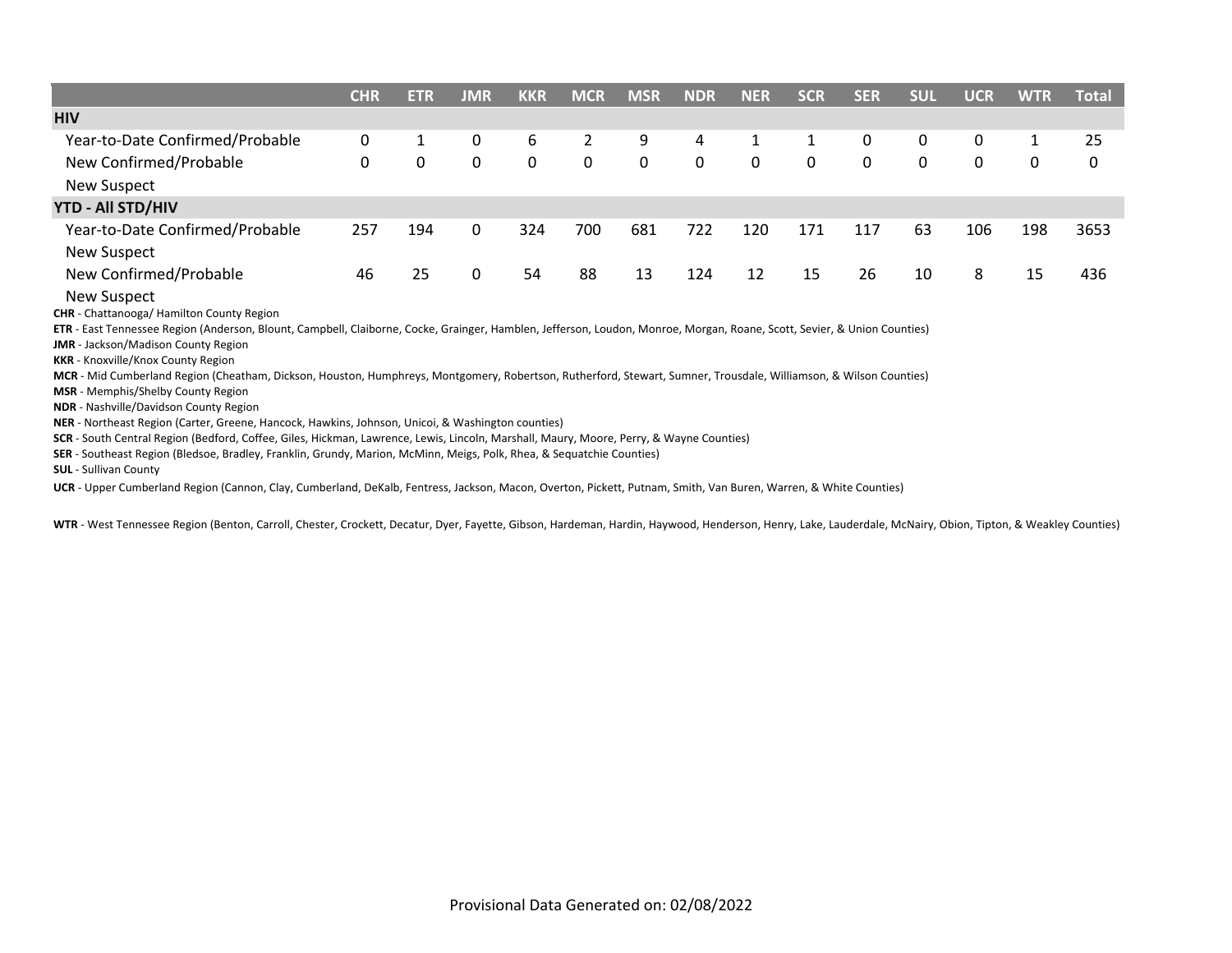| | CHR | ETR | JMR | KKR | MCR | MSR | NDR | NER | SCR | SER | SUL | UCR | WTR | Total |
|---|---|---|---|---|---|---|---|---|---|---|---|---|---|---|
| **HIV** | | | | | | | | | | | | | | |
| Year-to-Date Confirmed/Probable | 0 | 1 | 0 | 6 | 2 | 9 | 4 | 1 | 1 | 0 | 0 | 0 | 1 | 25 |
| New Confirmed/Probable | 0 | 0 | 0 | 0 | 0 | 0 | 0 | 0 | 0 | 0 | 0 | 0 | 0 | 0 |
| New Suspect | | | | | | | | | | | | | | |
| **YTD - All STD/HIV** | | | | | | | | | | | | | | |
| Year-to-Date Confirmed/Probable | 257 | 194 | 0 | 324 | 700 | 681 | 722 | 120 | 171 | 117 | 63 | 106 | 198 | 3653 |
| New Suspect | | | | | | | | | | | | | | |
| New Confirmed/Probable | 46 | 25 | 0 | 54 | 88 | 13 | 124 | 12 | 15 | 26 | 10 | 8 | 15 | 436 |
| New Suspect | | | | | | | | | | | | | | |

**CHR** - Chattanooga/ Hamilton County Region

**ETR** - East Tennessee Region (Anderson, Blount, Campbell, Claiborne, Cocke, Grainger, Hamblen, Jefferson, Loudon, Monroe, Morgan, Roane, Scott, Sevier, & Union Counties)

**JMR** - Jackson/Madison County Region

**KKR** - Knoxville/Knox County Region

**MCR** - Mid Cumberland Region (Cheatham, Dickson, Houston, Humphreys, Montgomery, Robertson, Rutherford, Stewart, Sumner, Trousdale, Williamson, & Wilson Counties)

**MSR** - Memphis/Shelby County Region

**NDR** - Nashville/Davidson County Region

**NER** - Northeast Region (Carter, Greene, Hancock, Hawkins, Johnson, Unicoi, & Washington counties)

**SCR** - South Central Region (Bedford, Coffee, Giles, Hickman, Lawrence, Lewis, Lincoln, Marshall, Maury, Moore, Perry, & Wayne Counties)

**SER** - Southeast Region (Bledsoe, Bradley, Franklin, Grundy, Marion, McMinn, Meigs, Polk, Rhea, & Sequatchie Counties)

**SUL** - Sullivan County

**UCR** - Upper Cumberland Region (Cannon, Clay, Cumberland, DeKalb, Fentress, Jackson, Macon, Overton, Pickett, Putnam, Smith, Van Buren, Warren, & White Counties)

**WTR** - West Tennessee Region (Benton, Carroll, Chester, Crockett, Decatur, Dyer, Fayette, Gibson, Hardeman, Hardin, Haywood, Henderson, Henry, Lake, Lauderdale, McNairy, Obion, Tipton, & Weakley Counties)

Provisional Data Generated on: 02/08/2022